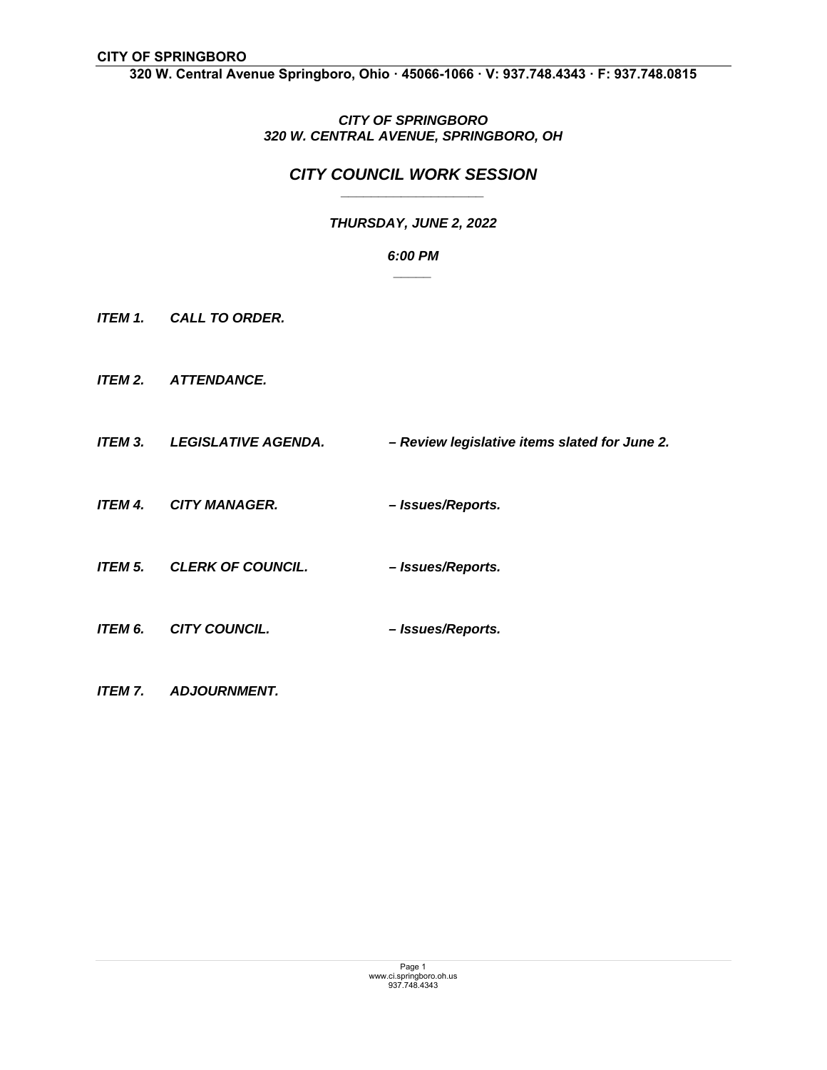**CITY OF SPRINGBORO**
**320 W. Central Avenue Springboro, Ohio · 45066-1066 · V: 937.748.4343 · F: 937.748.0815**

***CITY OF SPRINGBORO***
***320 W. CENTRAL AVENUE, SPRINGBORO, OH***

# *CITY COUNCIL WORK SESSION*

***THURSDAY, JUNE 2, 2022***

***6:00 PM***

***ITEM 1. CALL TO ORDER.***

***ITEM 2. ATTENDANCE.***

***ITEM 3. LEGISLATIVE AGENDA. – Review legislative items slated for June 2.***

***ITEM 4. CITY MANAGER. – Issues/Reports.***

***ITEM 5. CLERK OF COUNCIL. – Issues/Reports.***

***ITEM 6. CITY COUNCIL. – Issues/Reports.***

***ITEM 7. ADJOURNMENT.***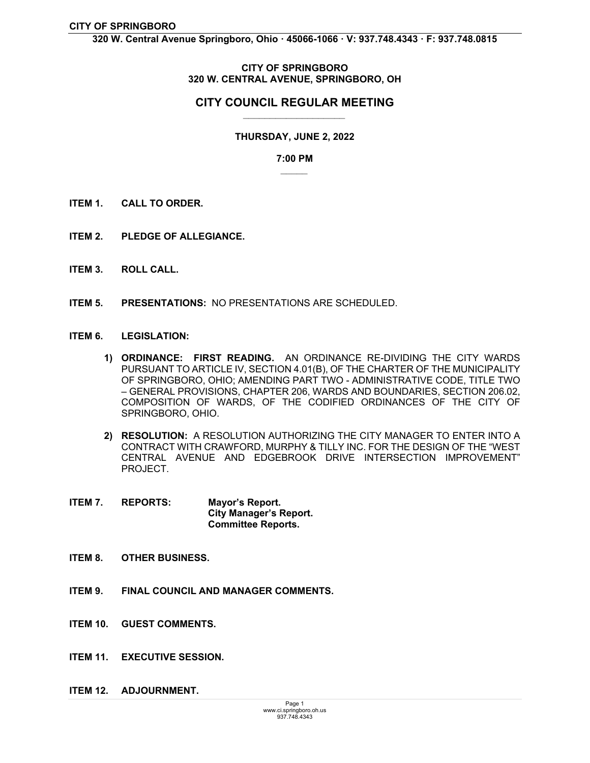**CITY OF SPRINGBORO**
**320 W. Central Avenue Springboro, Ohio · 45066-1066 · V: 937.748.4343 · F: 937.748.0815**

**CITY OF SPRINGBORO**
**320 W. CENTRAL AVENUE, SPRINGBORO, OH**

# CITY COUNCIL REGULAR MEETING

**THURSDAY, JUNE 2, 2022**

**7:00 PM**

**ITEM 1. CALL TO ORDER.**

**ITEM 2. PLEDGE OF ALLEGIANCE.**

**ITEM 3. ROLL CALL.**

**ITEM 5. PRESENTATIONS:** NO PRESENTATIONS ARE SCHEDULED.

**ITEM 6. LEGISLATION:**

1) **ORDINANCE: FIRST READING.** AN ORDINANCE RE-DIVIDING THE CITY WARDS PURSUANT TO ARTICLE IV, SECTION 4.01(B), OF THE CHARTER OF THE MUNICIPALITY OF SPRINGBORO, OHIO; AMENDING PART TWO - ADMINISTRATIVE CODE, TITLE TWO – GENERAL PROVISIONS, CHAPTER 206, WARDS AND BOUNDARIES, SECTION 206.02, COMPOSITION OF WARDS, OF THE CODIFIED ORDINANCES OF THE CITY OF SPRINGBORO, OHIO.

2) **RESOLUTION:** A RESOLUTION AUTHORIZING THE CITY MANAGER TO ENTER INTO A CONTRACT WITH CRAWFORD, MURPHY & TILLY INC. FOR THE DESIGN OF THE "WEST CENTRAL AVENUE AND EDGEBROOK DRIVE INTERSECTION IMPROVEMENT" PROJECT.

**ITEM 7. REPORTS:** **Mayor's Report.**
**City Manager's Report.**
**Committee Reports.**

**ITEM 8. OTHER BUSINESS.**

**ITEM 9. FINAL COUNCIL AND MANAGER COMMENTS.**

**ITEM 10. GUEST COMMENTS.**

**ITEM 11. EXECUTIVE SESSION.**

**ITEM 12. ADJOURNMENT.**